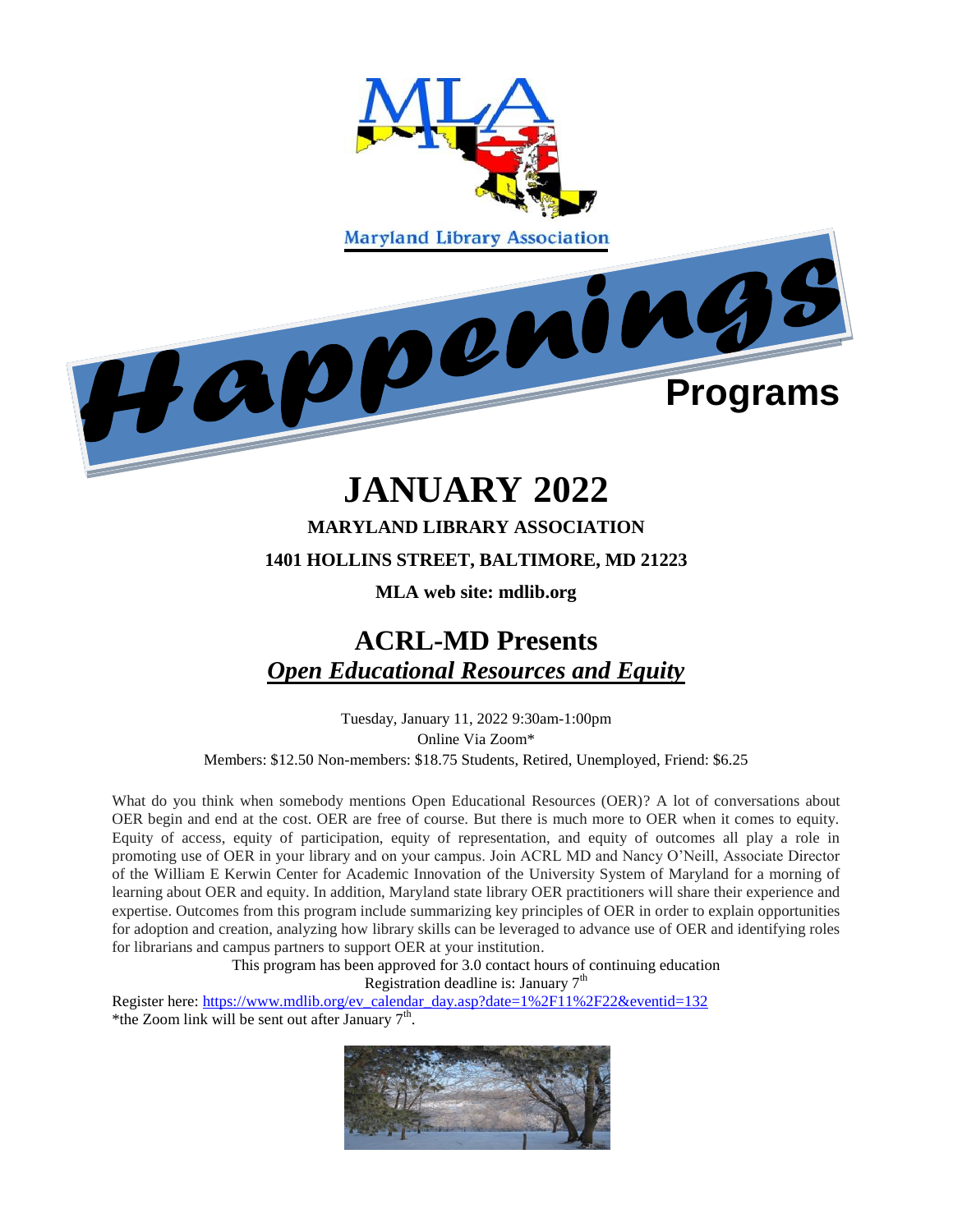Maryland Library Association

# Happenings Programs

# JANUARY 2022

**MARYLAND LIBRARY ASSOCIATION**

**1401 HOLLINS STREET, BALTIMORE, MD 21223**

**MLA web site: mdlib.org**

## ACRL-MD Presents
## ***Open Educational Resources and Equity***

Tuesday, January 11, 2022 9:30am-1:00pm
Online Via Zoom*
Members: $12.50 Non-members: $18.75 Students, Retired, Unemployed, Friend: $6.25

What do you think when somebody mentions Open Educational Resources (OER)? A lot of conversations about OER begin and end at the cost. OER are free of course. But there is much more to OER when it comes to equity. Equity of access, equity of participation, equity of representation, and equity of outcomes all play a role in promoting use of OER in your library and on your campus. Join ACRL MD and Nancy O'Neill, Associate Director of the William E Kerwin Center for Academic Innovation of the University System of Maryland for a morning of learning about OER and equity. In addition, Maryland state library OER practitioners will share their experience and expertise. Outcomes from this program include summarizing key principles of OER in order to explain opportunities for adoption and creation, analyzing how library skills can be leveraged to advance use of OER and identifying roles for librarians and campus partners to support OER at your institution.

This program has been approved for 3.0 contact hours of continuing education
Registration deadline is: January 7th

Register here: https://www.mdlib.org/ev_calendar_day.asp?date=1%2F11%2F22&eventid=132
*the Zoom link will be sent out after January 7th.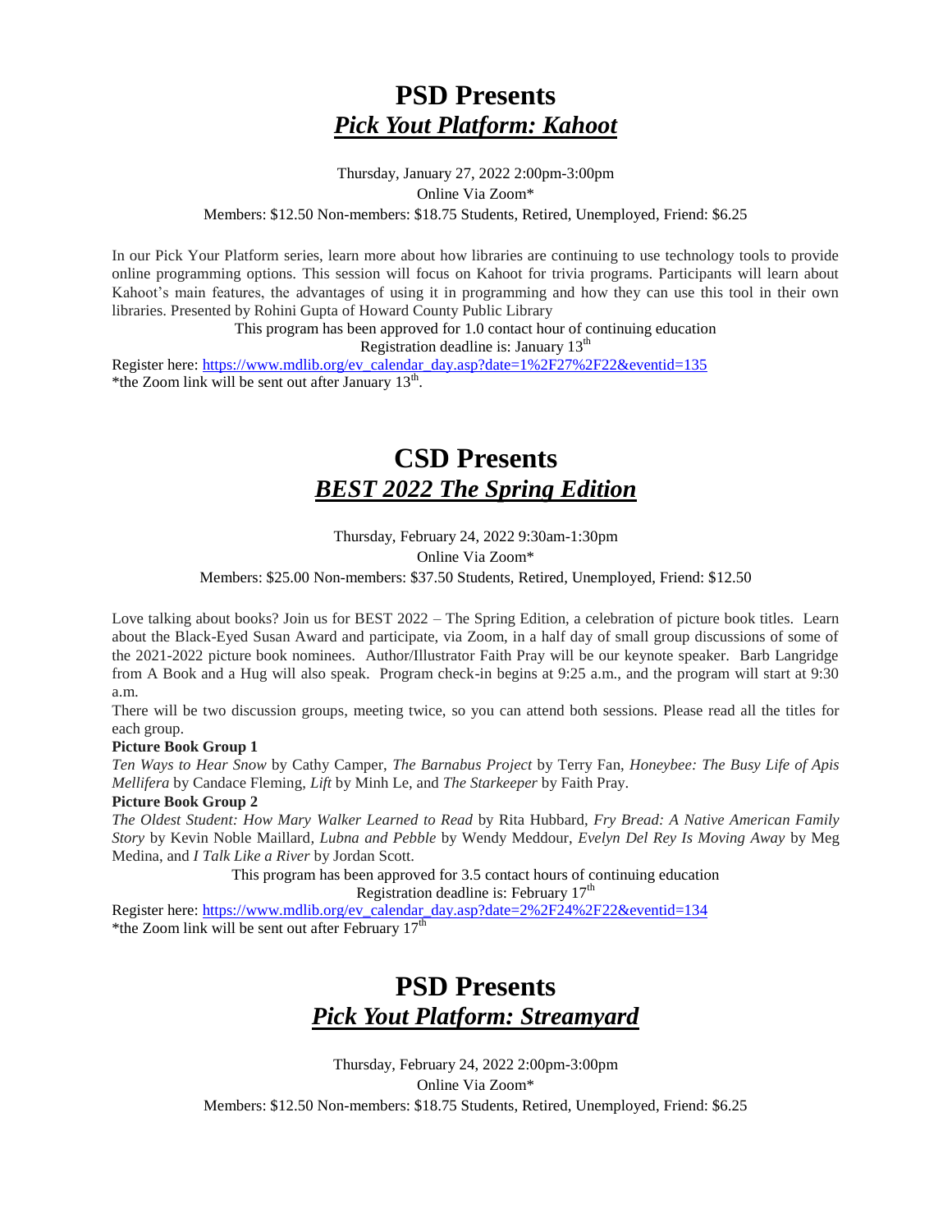# PSD Presents
## ***Pick Yout Platform: Kahoot***

Thursday, January 27, 2022 2:00pm-3:00pm

Online Via Zoom*

Members: $12.50 Non-members: $18.75 Students, Retired, Unemployed, Friend: $6.25

In our Pick Your Platform series, learn more about how libraries are continuing to use technology tools to provide online programming options. This session will focus on Kahoot for trivia programs. Participants will learn about Kahoot's main features, the advantages of using it in programming and how they can use this tool in their own libraries. Presented by Rohini Gupta of Howard County Public Library

This program has been approved for 1.0 contact hour of continuing education

Registration deadline is: January 13th

Register here: https://www.mdlib.org/ev_calendar_day.asp?date=1%2F27%2F22&eventid=135

*the Zoom link will be sent out after January 13th.

# CSD Presents
## ***BEST 2022 The Spring Edition***

Thursday, February 24, 2022 9:30am-1:30pm

Online Via Zoom*

Members: $25.00 Non-members: $37.50 Students, Retired, Unemployed, Friend: $12.50

Love talking about books? Join us for BEST 2022 – The Spring Edition, a celebration of picture book titles. Learn about the Black-Eyed Susan Award and participate, via Zoom, in a half day of small group discussions of some of the 2021-2022 picture book nominees. Author/Illustrator Faith Pray will be our keynote speaker. Barb Langridge from A Book and a Hug will also speak. Program check-in begins at 9:25 a.m., and the program will start at 9:30 a.m.

There will be two discussion groups, meeting twice, so you can attend both sessions. Please read all the titles for each group.

**Picture Book Group 1**

*Ten Ways to Hear Snow* by Cathy Camper, *The Barnabus Project* by Terry Fan, *Honeybee: The Busy Life of Apis Mellifera* by Candace Fleming, *Lift* by Minh Le, and *The Starkeeper* by Faith Pray.

**Picture Book Group 2**

*The Oldest Student: How Mary Walker Learned to Read* by Rita Hubbard, *Fry Bread: A Native American Family Story* by Kevin Noble Maillard, *Lubna and Pebble* by Wendy Meddour, *Evelyn Del Rey Is Moving Away* by Meg Medina, and *I Talk Like a River* by Jordan Scott.

This program has been approved for 3.5 contact hours of continuing education

Registration deadline is: February 17th

Register here: https://www.mdlib.org/ev_calendar_day.asp?date=2%2F24%2F22&eventid=134

*the Zoom link will be sent out after February 17th

# PSD Presents
## ***Pick Yout Platform: Streamyard***

Thursday, February 24, 2022 2:00pm-3:00pm

Online Via Zoom*

Members: $12.50 Non-members: $18.75 Students, Retired, Unemployed, Friend: $6.25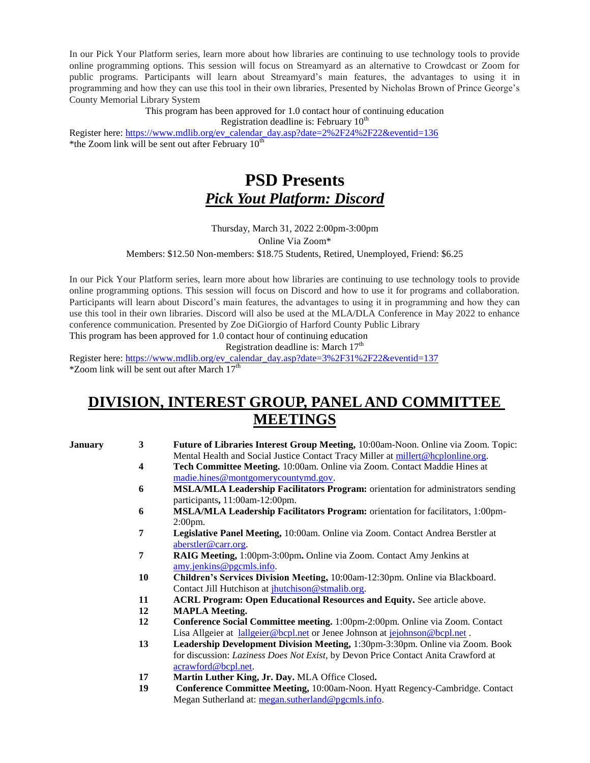In our Pick Your Platform series, learn more about how libraries are continuing to use technology tools to provide online programming options. This session will focus on Streamyard as an alternative to Crowdcast or Zoom for public programs. Participants will learn about Streamyard's main features, the advantages to using it in programming and how they can use this tool in their own libraries, Presented by Nicholas Brown of Prince George's County Memorial Library System

This program has been approved for 1.0 contact hour of continuing education
Registration deadline is: February 10th

Register here: https://www.mdlib.org/ev_calendar_day.asp?date=2%2F24%2F22&eventid=136
*the Zoom link will be sent out after February 10th

# PSD Presents
## *Pick Yout Platform: Discord*

Thursday, March 31, 2022 2:00pm-3:00pm
Online Via Zoom*
Members: $12.50 Non-members: $18.75 Students, Retired, Unemployed, Friend: $6.25

In our Pick Your Platform series, learn more about how libraries are continuing to use technology tools to provide online programming options. This session will focus on Discord and how to use it for programs and collaboration. Participants will learn about Discord's main features, the advantages to using it in programming and how they can use this tool in their own libraries. Discord will also be used at the MLA/DLA Conference in May 2022 to enhance conference communication. Presented by Zoe DiGiorgio of Harford County Public Library
This program has been approved for 1.0 contact hour of continuing education

Registration deadline is: March 17th

Register here: https://www.mdlib.org/ev_calendar_day.asp?date=3%2F31%2F22&eventid=137
*Zoom link will be sent out after March 17th

# DIVISION, INTEREST GROUP, PANEL AND COMMITTEE MEETINGS

**January**

- **3** **Future of Libraries Interest Group Meeting,** 10:00am-Noon. Online via Zoom. Topic: Mental Health and Social Justice Contact Tracy Miller at millert@hcplonline.org.
- **4** **Tech Committee Meeting.** 10:00am. Online via Zoom. Contact Maddie Hines at madie.hines@montgomerycountymd.gov.
- **6** **MSLA/MLA Leadership Facilitators Program:** orientation for administrators sending participants**,** 11:00am-12:00pm.
- **6** **MSLA/MLA Leadership Facilitators Program:** orientation for facilitators, 1:00pm-2:00pm.
- **7** **Legislative Panel Meeting,** 10:00am. Online via Zoom. Contact Andrea Berstler at aberstler@carr.org.
- **7** **RAIG Meeting,** 1:00pm-3:00pm**.** Online via Zoom. Contact Amy Jenkins at amy.jenkins@pgcmls.info.
- **10** **Children's Services Division Meeting,** 10:00am-12:30pm. Online via Blackboard. Contact Jill Hutchison at jhutchison@stmalib.org.
- **11** **ACRL Program: Open Educational Resources and Equity.** See article above.
- **12** **MAPLA Meeting.**
- **12** **Conference Social Committee meeting.** 1:00pm-2:00pm. Online via Zoom. Contact Lisa Allgeier at lallgeier@bcpl.net or Jenee Johnson at jejohnson@bcpl.net .
- **13** **Leadership Development Division Meeting,** 1:30pm-3:30pm. Online via Zoom. Book for discussion: *Laziness Does Not Exist,* by Devon Price Contact Anita Crawford at acrawford@bcpl.net.
- **17** **Martin Luther King, Jr. Day.** MLA Office Closed**.**
- **19** **Conference Committee Meeting,** 10:00am-Noon. Hyatt Regency-Cambridge. Contact Megan Sutherland at: megan.sutherland@pgcmls.info.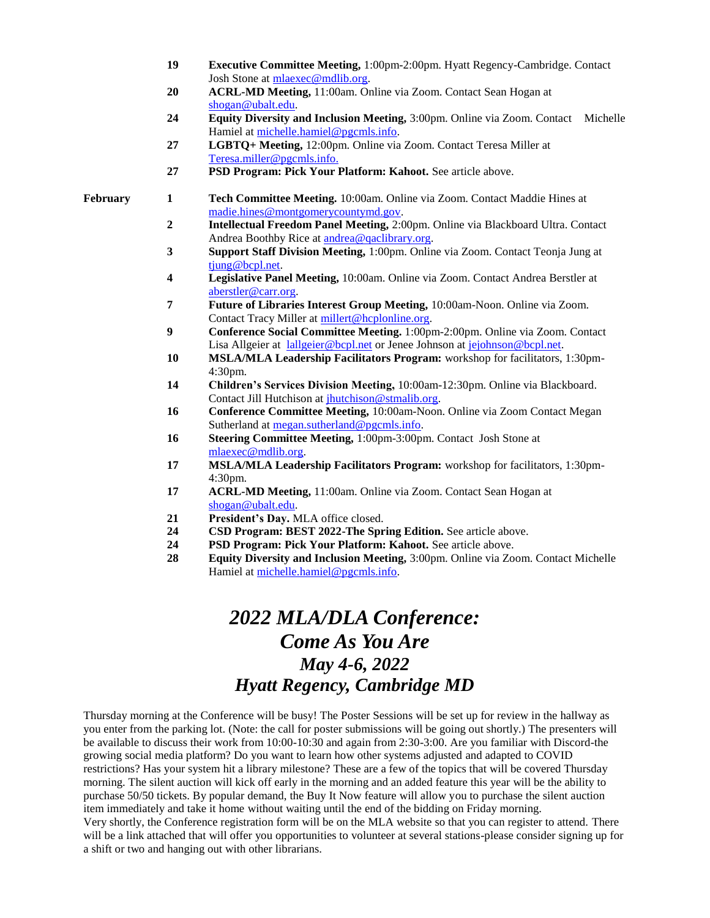| | | |
|---|---|---|
| | **19** | **Executive Committee Meeting,** 1:00pm-2:00pm. Hyatt Regency-Cambridge. Contact Josh Stone at mlaexec@mdlib.org. |
| | **20** | **ACRL-MD Meeting,** 11:00am. Online via Zoom. Contact Sean Hogan at shogan@ubalt.edu. |
| | **24** | **Equity Diversity and Inclusion Meeting,** 3:00pm. Online via Zoom. Contact Michelle Hamiel at michelle.hamiel@pgcmls.info. |
| | **27** | **LGBTQ+ Meeting,** 12:00pm. Online via Zoom. Contact Teresa Miller at Teresa.miller@pgcmls.info. |
| | **27** | **PSD Program: Pick Your Platform: Kahoot.** See article above. |
| **February** | **1** | **Tech Committee Meeting.** 10:00am. Online via Zoom. Contact Maddie Hines at madie.hines@montgomerycountymd.gov. |
| | **2** | **Intellectual Freedom Panel Meeting,** 2:00pm. Online via Blackboard Ultra. Contact Andrea Boothby Rice at andrea@qaclibrary.org. |
| | **3** | **Support Staff Division Meeting,** 1:00pm. Online via Zoom. Contact Teonja Jung at tjung@bcpl.net. |
| | **4** | **Legislative Panel Meeting,** 10:00am. Online via Zoom. Contact Andrea Berstler at aberstler@carr.org. |
| | **7** | **Future of Libraries Interest Group Meeting,** 10:00am-Noon. Online via Zoom. Contact Tracy Miller at millert@hcplonline.org. |
| | **9** | **Conference Social Committee Meeting.** 1:00pm-2:00pm. Online via Zoom. Contact Lisa Allgeier at lallgeier@bcpl.net or Jenee Johnson at jejohnson@bcpl.net. |
| | **10** | **MSLA/MLA Leadership Facilitators Program:** workshop for facilitators, 1:30pm-4:30pm. |
| | **14** | **Children's Services Division Meeting,** 10:00am-12:30pm. Online via Blackboard. Contact Jill Hutchison at jhutchison@stmalib.org. |
| | **16** | **Conference Committee Meeting,** 10:00am-Noon. Online via Zoom Contact Megan Sutherland at megan.sutherland@pgcmls.info. |
| | **16** | **Steering Committee Meeting,** 1:00pm-3:00pm. Contact Josh Stone at mlaexec@mdlib.org. |
| | **17** | **MSLA/MLA Leadership Facilitators Program:** workshop for facilitators, 1:30pm-4:30pm. |
| | **17** | **ACRL-MD Meeting,** 11:00am. Online via Zoom. Contact Sean Hogan at shogan@ubalt.edu. |
| | **21** | **President's Day.** MLA office closed. |
| | **24** | **CSD Program: BEST 2022-The Spring Edition.** See article above. |
| | **24** | **PSD Program: Pick Your Platform: Kahoot.** See article above. |
| | **28** | **Equity Diversity and Inclusion Meeting,** 3:00pm. Online via Zoom. Contact Michelle Hamiel at michelle.hamiel@pgcmls.info. |

# *2022 MLA/DLA Conference: Come As You Are*
## *May 4-6, 2022*
## *Hyatt Regency, Cambridge MD*

Thursday morning at the Conference will be busy! The Poster Sessions will be set up for review in the hallway as you enter from the parking lot. (Note: the call for poster submissions will be going out shortly.) The presenters will be available to discuss their work from 10:00-10:30 and again from 2:30-3:00. Are you familiar with Discord-the growing social media platform? Do you want to learn how other systems adjusted and adapted to COVID restrictions? Has your system hit a library milestone? These are a few of the topics that will be covered Thursday morning. The silent auction will kick off early in the morning and an added feature this year will be the ability to purchase 50/50 tickets. By popular demand, the Buy It Now feature will allow you to purchase the silent auction item immediately and take it home without waiting until the end of the bidding on Friday morning.

Very shortly, the Conference registration form will be on the MLA website so that you can register to attend. There will be a link attached that will offer you opportunities to volunteer at several stations-please consider signing up for a shift or two and hanging out with other librarians.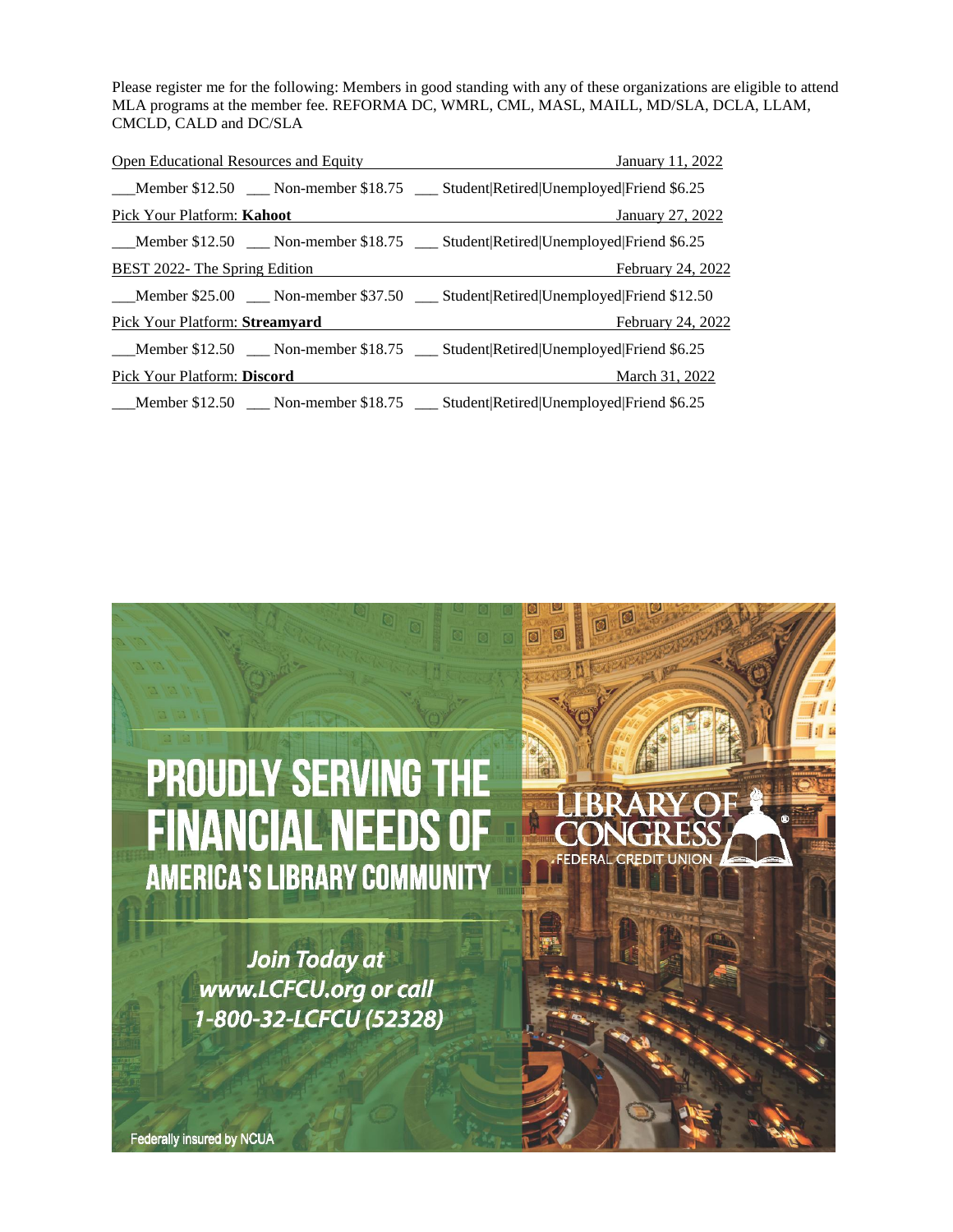Please register me for the following: Members in good standing with any of these organizations are eligible to attend MLA programs at the member fee. REFORMA DC, WMRL, CML, MASL, MAILL, MD/SLA, DCLA, LLAM, CMCLD, CALD and DC/SLA

Open Educational Resources and Equity — January 11, 2022

___Member $12.50 ___ Non-member $18.75 ___ Student|Retired|Unemployed|Friend $6.25

Pick Your Platform: **Kahoot** — January 27, 2022

___Member $12.50 ___ Non-member $18.75 ___ Student|Retired|Unemployed|Friend $6.25

BEST 2022- The Spring Edition — February 24, 2022

___Member $25.00 ___ Non-member $37.50 ___ Student|Retired|Unemployed|Friend $12.50

Pick Your Platform: **Streamyard** — February 24, 2022

___Member $12.50 ___ Non-member $18.75 ___ Student|Retired|Unemployed|Friend $6.25

Pick Your Platform: **Discord** — March 31, 2022

___Member $12.50 ___ Non-member $18.75 ___ Student|Retired|Unemployed|Friend $6.25

PROUDLY SERVING THE FINANCIAL NEEDS OF AMERICA'S LIBRARY COMMUNITY

LIBRARY OF CONGRESS FEDERAL CREDIT UNION

*Join Today at www.LCFCU.org or call 1-800-32-LCFCU (52328)*

Federally insured by NCUA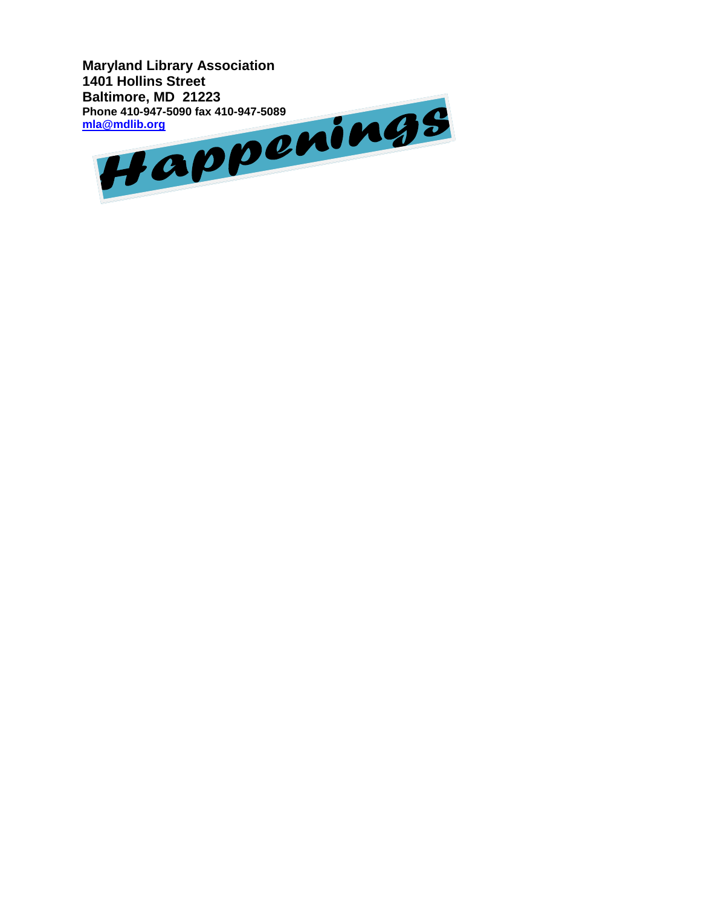**Maryland Library Association**
**1401 Hollins Street**
**Baltimore, MD 21223**
**Phone 410-947-5090 fax 410-947-5089**
**mla@mdlib.org**

# Happenings